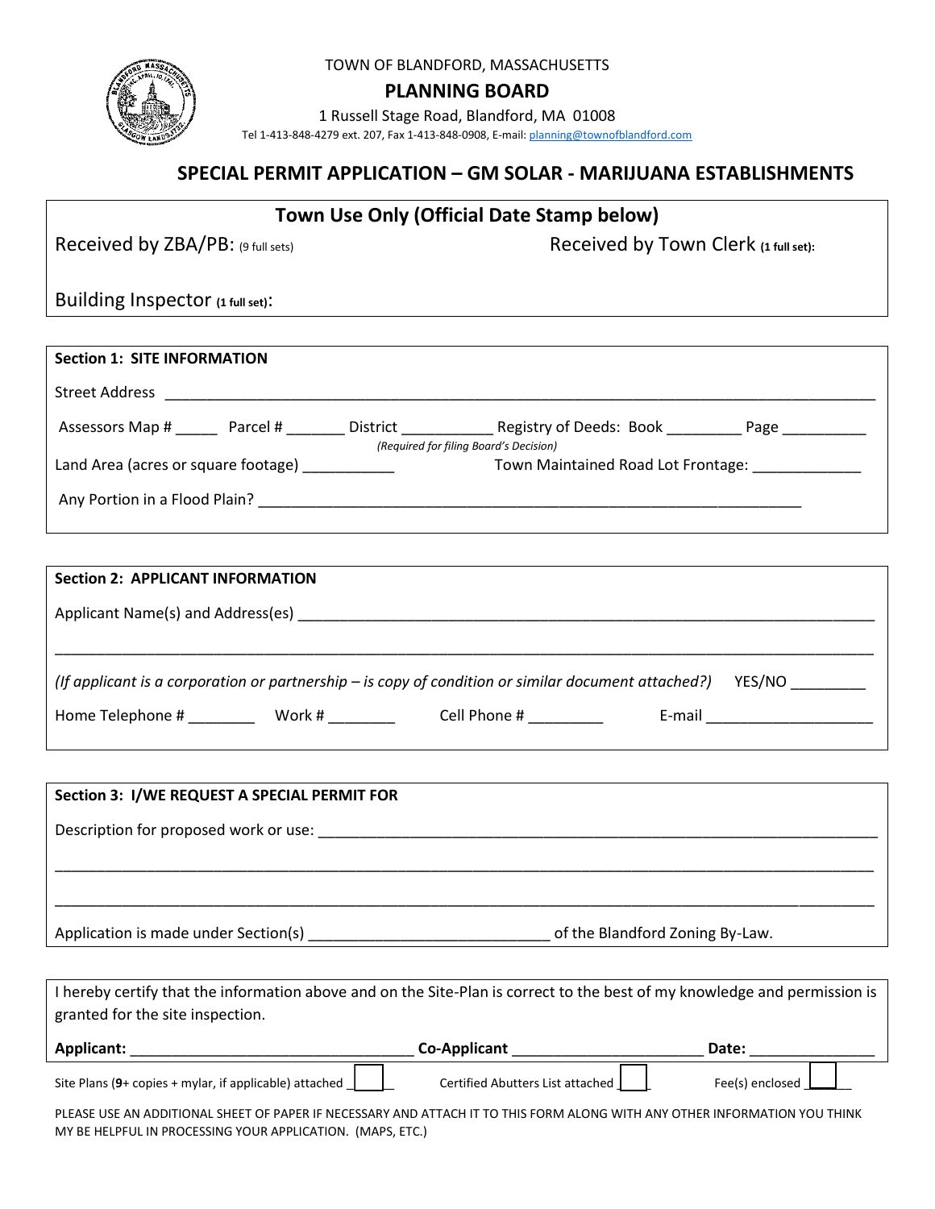TOWN OF BLANDFORD, MASSACHUSETTS

# PLANNING BOARD

1 Russell Stage Road, Blandford, MA 01008

Tel 1-413-848-4279 ext. 207, Fax 1-413-848-0908, E-mail: planning@townofblandford.com

## SPECIAL PERMIT APPLICATION – GM SOLAR - MARIJUANA ESTABLISHMENTS

### Town Use Only (Official Date Stamp below)

Received by ZBA/PB: (9 full sets) Received by Town Clerk **(1 full set)**:

Building Inspector **(1 full set)**:

**Section 1: SITE INFORMATION**

Street Address ___________________________________________________________________________

Assessors Map # _____ Parcel # _______ District ___________ Registry of Deeds: Book _________ Page __________

*(Required for filing Board's Decision)*

Land Area (acres or square footage) ___________ Town Maintained Road Lot Frontage: _____________

Any Portion in a Flood Plain? _____________________________________________________________

**Section 2: APPLICANT INFORMATION**

Applicant Name(s) and Address(es) ___________________________________________________________

_______________________________________________________________________________________

*(If applicant is a corporation or partnership – is copy of condition or similar document attached?)* YES/NO ________

Home Telephone # ________ Work # ________ Cell Phone # _________ E-mail ____________________

**Section 3: I/WE REQUEST A SPECIAL PERMIT FOR**

Description for proposed work or use: _______________________________________________________

_______________________________________________________________________________________

_______________________________________________________________________________________

Application is made under Section(s) ____________________________ of the Blandford Zoning By-Law.

I hereby certify that the information above and on the Site-Plan is correct to the best of my knowledge and permission is granted for the site inspection.

**Applicant:** _________________________________ **Co-Applicant** _______________________ **Date:** _______________

Site Plans (**9**+ copies + mylar, if applicable) attached ☐ Certified Abutters List attached ☐ Fee(s) enclosed ☐

PLEASE USE AN ADDITIONAL SHEET OF PAPER IF NECESSARY AND ATTACH IT TO THIS FORM ALONG WITH ANY OTHER INFORMATION YOU THINK MY BE HELPFUL IN PROCESSING YOUR APPLICATION. (MAPS, ETC.)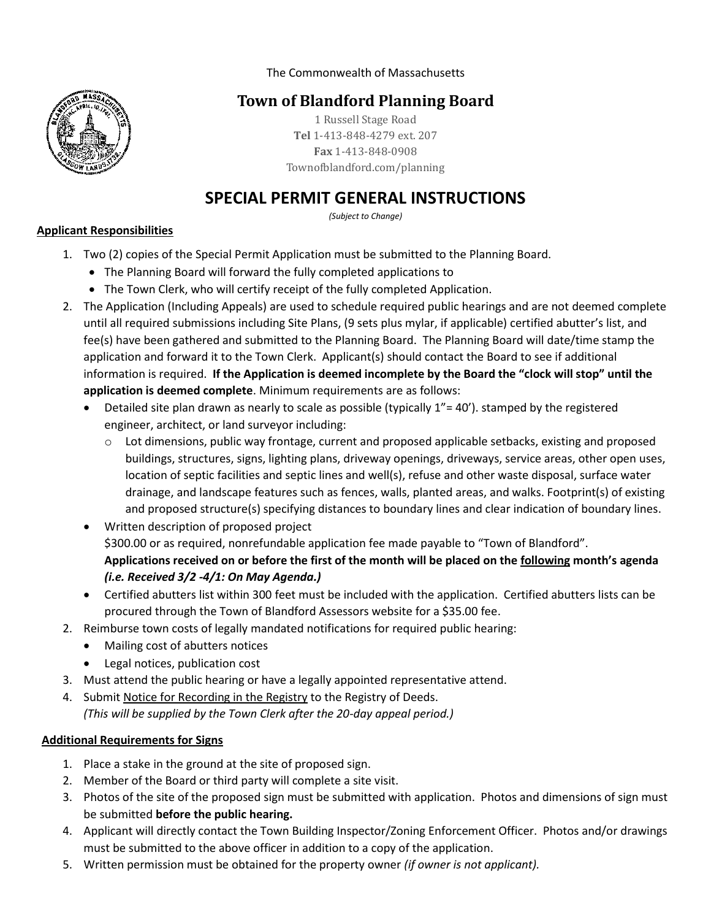The Commonwealth of Massachusetts

# Town of Blandford Planning Board

1 Russell Stage Road
**Tel** 1-413-848-4279 ext. 207
**Fax** 1-413-848-0908
Townofblandford.com/planning

## SPECIAL PERMIT GENERAL INSTRUCTIONS

*(Subject to Change)*

### Applicant Responsibilities

1. Two (2) copies of the Special Permit Application must be submitted to the Planning Board.
   - The Planning Board will forward the fully completed applications to
   - The Town Clerk, who will certify receipt of the fully completed Application.
2. The Application (Including Appeals) are used to schedule required public hearings and are not deemed complete until all required submissions including Site Plans, (9 sets plus mylar, if applicable) certified abutter's list, and fee(s) have been gathered and submitted to the Planning Board. The Planning Board will date/time stamp the application and forward it to the Town Clerk. Applicant(s) should contact the Board to see if additional information is required. **If the Application is deemed incomplete by the Board the "clock will stop" until the application is deemed complete**. Minimum requirements are as follows:
   - Detailed site plan drawn as nearly to scale as possible (typically 1"= 40'). stamped by the registered engineer, architect, or land surveyor including:
     - Lot dimensions, public way frontage, current and proposed applicable setbacks, existing and proposed buildings, structures, signs, lighting plans, driveway openings, driveways, service areas, other open uses, location of septic facilities and septic lines and well(s), refuse and other waste disposal, surface water drainage, and landscape features such as fences, walls, planted areas, and walks. Footprint(s) of existing and proposed structure(s) specifying distances to boundary lines and clear indication of boundary lines.
   - Written description of proposed project
     $300.00 or as required, nonrefundable application fee made payable to "Town of Blandford".
     **Applications received on or before the first of the month will be placed on the <u>following</u> month's agenda *(i.e. Received 3/2 -4/1: On May Agenda.)***
   - Certified abutters list within 300 feet must be included with the application. Certified abutters lists can be procured through the Town of Blandford Assessors website for a $35.00 fee.
2. Reimburse town costs of legally mandated notifications for required public hearing:
   - Mailing cost of abutters notices
   - Legal notices, publication cost
3. Must attend the public hearing or have a legally appointed representative attend.
4. Submit <u>Notice for Recording in the Registry</u> to the Registry of Deeds.
   *(This will be supplied by the Town Clerk after the 20-day appeal period.)*

### Additional Requirements for Signs

1. Place a stake in the ground at the site of proposed sign.
2. Member of the Board or third party will complete a site visit.
3. Photos of the site of the proposed sign must be submitted with application. Photos and dimensions of sign must be submitted **before the public hearing.**
4. Applicant will directly contact the Town Building Inspector/Zoning Enforcement Officer. Photos and/or drawings must be submitted to the above officer in addition to a copy of the application.
5. Written permission must be obtained for the property owner *(if owner is not applicant).*